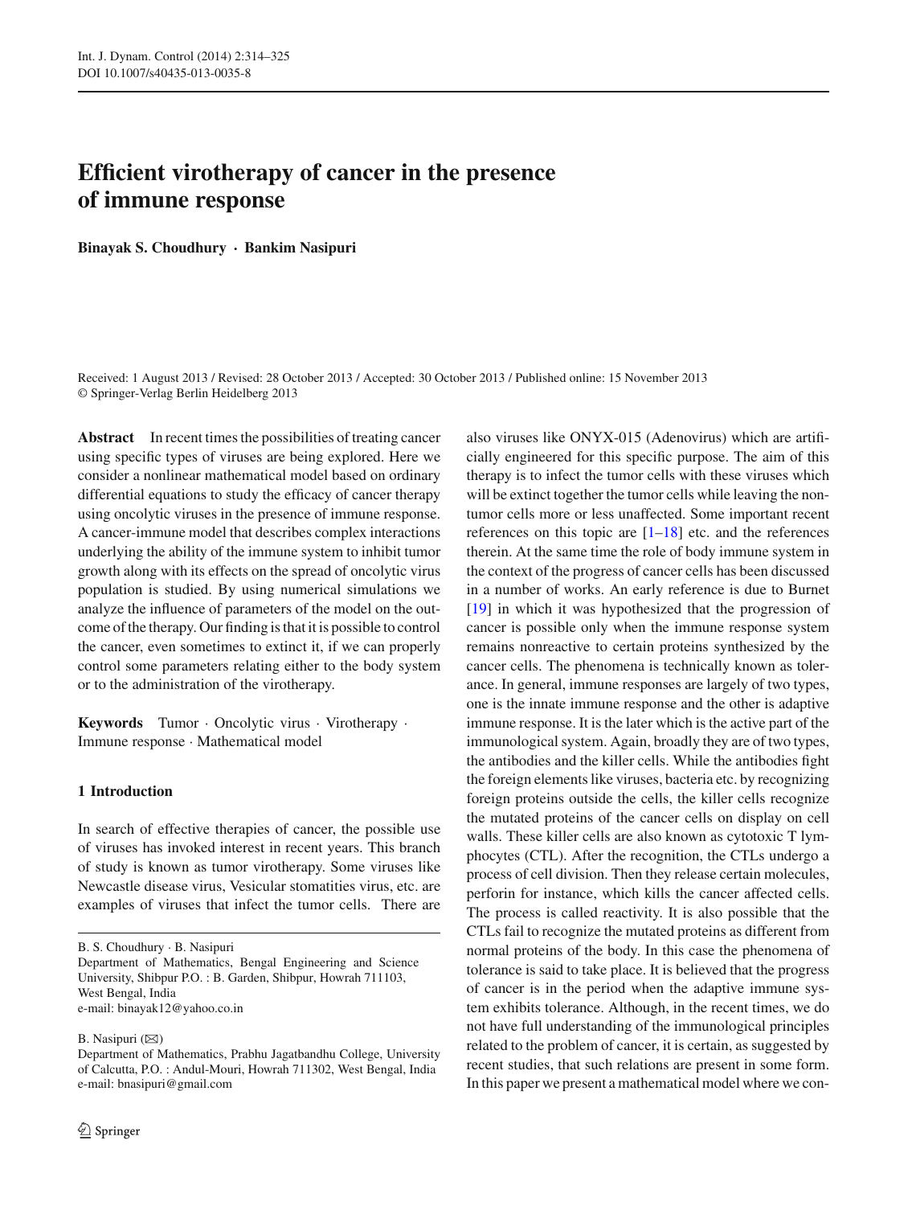# Efficient virotherapy of cancer in the presence of immune response

**Binayak S. Choudhury · Bankim Nasipuri**

Received: 1 August 2013 / Revised: 28 October 2013 / Accepted: 30 October 2013 / Published online: 15 November 2013
© Springer-Verlag Berlin Heidelberg 2013

**Abstract** In recent times the possibilities of treating cancer using specific types of viruses are being explored. Here we consider a nonlinear mathematical model based on ordinary differential equations to study the efficacy of cancer therapy using oncolytic viruses in the presence of immune response. A cancer-immune model that describes complex interactions underlying the ability of the immune system to inhibit tumor growth along with its effects on the spread of oncolytic virus population is studied. By using numerical simulations we analyze the influence of parameters of the model on the outcome of the therapy. Our finding is that it is possible to control the cancer, even sometimes to extinct it, if we can properly control some parameters relating either to the body system or to the administration of the virotherapy.

**Keywords** Tumor · Oncolytic virus · Virotherapy · Immune response · Mathematical model

## 1 Introduction

In search of effective therapies of cancer, the possible use of viruses has invoked interest in recent years. This branch of study is known as tumor virotherapy. Some viruses like Newcastle disease virus, Vesicular stomatities virus, etc. are examples of viruses that infect the tumor cells. There are also viruses like ONYX-015 (Adenovirus) which are artificially engineered for this specific purpose. The aim of this therapy is to infect the tumor cells with these viruses which will be extinct together the tumor cells while leaving the non-tumor cells more or less unaffected. Some important recent references on this topic are [1–18] etc. and the references therein. At the same time the role of body immune system in the context of the progress of cancer cells has been discussed in a number of works. An early reference is due to Burnet [19] in which it was hypothesized that the progression of cancer is possible only when the immune response system remains nonreactive to certain proteins synthesized by the cancer cells. The phenomena is technically known as tolerance. In general, immune responses are largely of two types, one is the innate immune response and the other is adaptive immune response. It is the later which is the active part of the immunological system. Again, broadly they are of two types, the antibodies and the killer cells. While the antibodies fight the foreign elements like viruses, bacteria etc. by recognizing foreign proteins outside the cells, the killer cells recognize the mutated proteins of the cancer cells on display on cell walls. These killer cells are also known as cytotoxic T lymphocytes (CTL). After the recognition, the CTLs undergo a process of cell division. Then they release certain molecules, perforin for instance, which kills the cancer affected cells. The process is called reactivity. It is also possible that the CTLs fail to recognize the mutated proteins as different from normal proteins of the body. In this case the phenomena of tolerance is said to take place. It is believed that the progress of cancer is in the period when the adaptive immune system exhibits tolerance. Although, in the recent times, we do not have full understanding of the immunological principles related to the problem of cancer, it is certain, as suggested by recent studies, that such relations are present in some form. In this paper we present a mathematical model where we con-

B. S. Choudhury · B. Nasipuri
Department of Mathematics, Bengal Engineering and Science University, Shibpur P.O. : B. Garden, Shibpur, Howrah 711103, West Bengal, India
e-mail: binayak12@yahoo.co.in

B. Nasipuri (✉)
Department of Mathematics, Prabhu Jagatbandhu College, University of Calcutta, P.O. : Andul-Mouri, Howrah 711302, West Bengal, India
e-mail: bnasipuri@gmail.com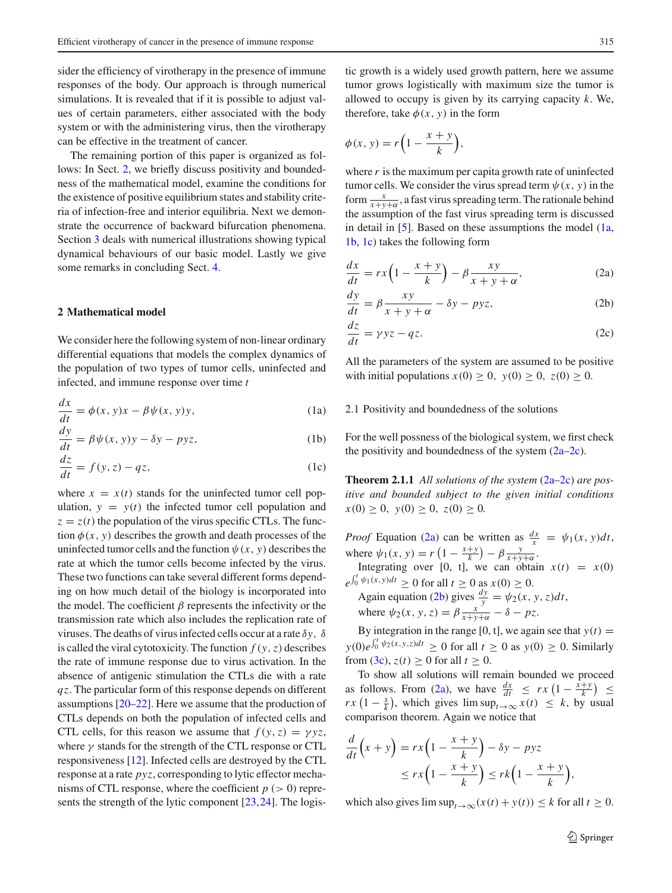sider the efficiency of virotherapy in the presence of immune responses of the body. Our approach is through numerical simulations. It is revealed that if it is possible to adjust values of certain parameters, either associated with the body system or with the administering virus, then the virotherapy can be effective in the treatment of cancer.

The remaining portion of this paper is organized as follows: In Sect. 2, we briefly discuss positivity and boundedness of the mathematical model, examine the conditions for the existence of positive equilibrium states and stability criteria of infection-free and interior equilibria. Next we demonstrate the occurrence of backward bifurcation phenomena. Section 3 deals with numerical illustrations showing typical dynamical behaviours of our basic model. Lastly we give some remarks in concluding Sect. 4.

## 2 Mathematical model

We consider here the following system of non-linear ordinary differential equations that models the complex dynamics of the population of two types of tumor cells, uninfected and infected, and immune response over time $t$

$$\frac{dx}{dt} = \phi(x, y)x - \beta\psi(x, y)y, \tag{1a}$$

$$\frac{dy}{dt} = \beta\psi(x, y)y - \delta y - pyz, \tag{1b}$$

$$\frac{dz}{dt} = f(y, z) - qz, \tag{1c}$$

where $x = x(t)$ stands for the uninfected tumor cell population, $y = y(t)$ the infected tumor cell population and $z = z(t)$ the population of the virus specific CTLs. The function $\phi(x, y)$ describes the growth and death processes of the uninfected tumor cells and the function $\psi(x, y)$ describes the rate at which the tumor cells become infected by the virus. These two functions can take several different forms depending on how much detail of the biology is incorporated into the model. The coefficient $\beta$ represents the infectivity or the transmission rate which also includes the replication rate of viruses. The deaths of virus infected cells occur at a rate $\delta y$, $\delta$ is called the viral cytotoxicity. The function $f(y, z)$ describes the rate of immune response due to virus activation. In the absence of antigenic stimulation the CTLs die with a rate $qz$. The particular form of this response depends on different assumptions [20–22]. Here we assume that the production of CTLs depends on both the population of infected cells and CTL cells, for this reason we assume that $f(y, z) = \gamma yz$, where $\gamma$ stands for the strength of the CTL response or CTL responsiveness [12]. Infected cells are destroyed by the CTL response at a rate $pyz$, corresponding to lytic effector mechanisms of CTL response, where the coefficient $p$ ($> 0$) represents the strength of the lytic component [23,24]. The logistic growth is a widely used growth pattern, here we assume tumor grows logistically with maximum size the tumor is allowed to occupy is given by its carrying capacity $k$. We, therefore, take $\phi(x, y)$ in the form

$$\phi(x, y) = r\left(1 - \frac{x + y}{k}\right),$$

where $r$ is the maximum per capita growth rate of uninfected tumor cells. We consider the virus spread term $\psi(x, y)$ in the form $\frac{x}{x+y+\alpha}$, a fast virus spreading term. The rationale behind the assumption of the fast virus spreading term is discussed in detail in [5]. Based on these assumptions the model (1a, 1b, 1c) takes the following form

$$\frac{dx}{dt} = rx\left(1 - \frac{x + y}{k}\right) - \beta\frac{xy}{x + y + \alpha}, \tag{2a}$$

$$\frac{dy}{dt} = \beta\frac{xy}{x + y + \alpha} - \delta y - pyz, \tag{2b}$$

$$\frac{dz}{dt} = \gamma yz - qz. \tag{2c}$$

All the parameters of the system are assumed to be positive with initial populations $x(0) \geq 0,\ y(0) \geq 0,\ z(0) \geq 0$.

### 2.1 Positivity and boundedness of the solutions

For the well possness of the biological system, we first check the positivity and boundedness of the system (2a–2c).

**Theorem 2.1.1** *All solutions of the system* (2a–2c) *are positive and bounded subject to the given initial conditions* $x(0) \geq 0,\ y(0) \geq 0,\ z(0) \geq 0$.

*Proof* Equation (2a) can be written as $\frac{dx}{x} = \psi_1(x, y)dt$, where $\psi_1(x, y) = r\left(1 - \frac{x+y}{k}\right) - \beta\frac{y}{x+y+\alpha}$.

Integrating over [0, t], we can obtain $x(t) = x(0)\, e^{\int_0^t \psi_1(x,y)dt} \geq 0$ for all $t \geq 0$ as $x(0) \geq 0$.

Again equation (2b) gives $\frac{dy}{y} = \psi_2(x, y, z)dt$,

where $\psi_2(x, y, z) = \beta\frac{x}{x+y+\alpha} - \delta - pz$.

By integration in the range [0, t], we again see that $y(t) = y(0)e^{\int_0^t \psi_2(x,y,z)dt} \geq 0$ for all $t \geq 0$ as $y(0) \geq 0$. Similarly from (3c), $z(t) \geq 0$ for all $t \geq 0$.

To show all solutions will remain bounded we proceed as follows. From (2a), we have $\frac{dx}{dt} \leq rx\left(1 - \frac{x+y}{k}\right) \leq rx\left(1 - \frac{x}{k}\right)$, which gives $\limsup_{t\to\infty} x(t) \leq k$, by usual comparison theorem. Again we notice that

$$\frac{d}{dt}\left(x + y\right) = rx\left(1 - \frac{x + y}{k}\right) - \delta y - pyz$$
$$\leq rx\left(1 - \frac{x + y}{k}\right) \leq rk\left(1 - \frac{x + y}{k}\right),$$

which also gives $\limsup_{t\to\infty}(x(t) + y(t)) \leq k$ for all $t \geq 0$.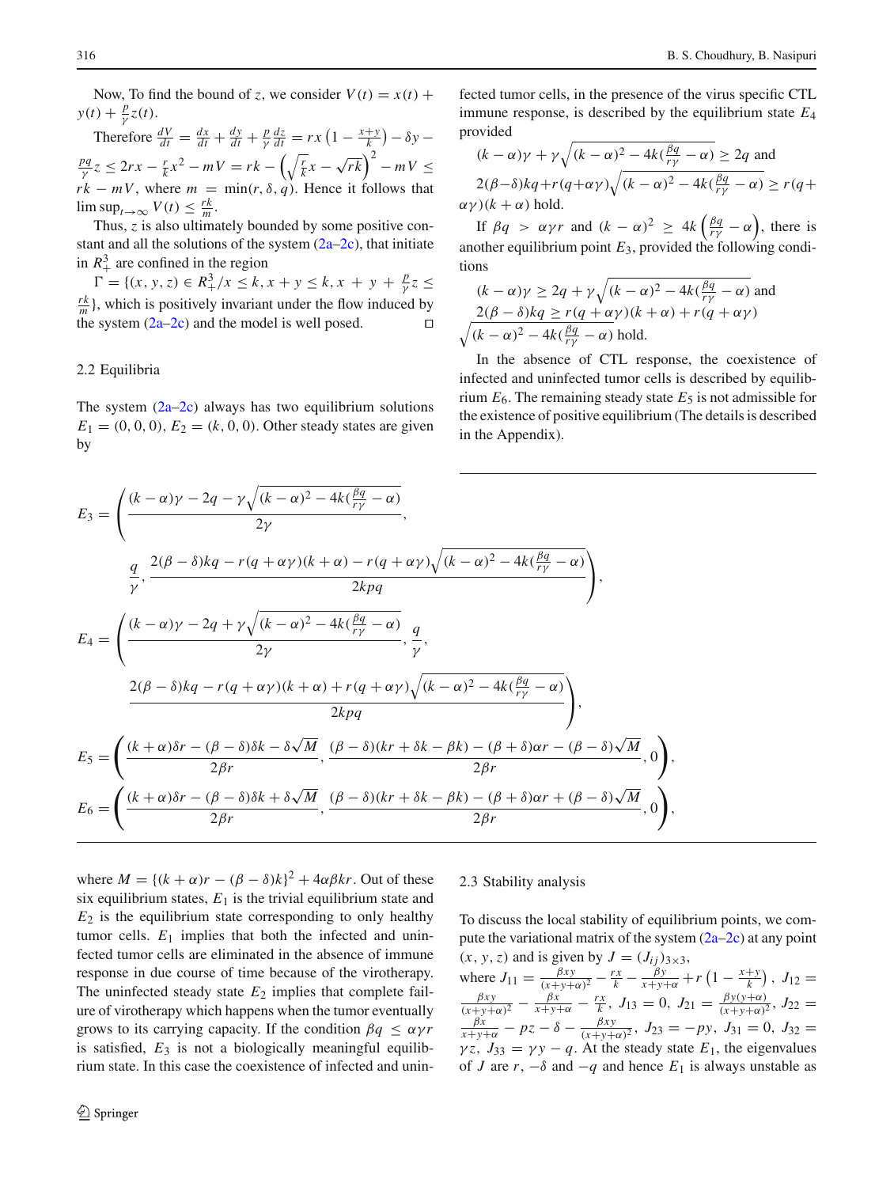Now, To find the bound of $z$, we consider $V(t) = x(t) + y(t) + \frac{p}{\gamma}z(t)$.

Therefore $\frac{dV}{dt} = \frac{dx}{dt} + \frac{dy}{dt} + \frac{p}{\gamma}\frac{dz}{dt} = rx\left(1 - \frac{x+y}{k}\right) - \delta y - \frac{pq}{\gamma}z \leq 2rx - \frac{r}{k}x^2 - mV = rk - \left(\sqrt{\frac{r}{k}}x - \sqrt{rk}\right)^2 - mV \leq rk - mV$, where $m = \min(r, \delta, q)$. Hence it follows that $\limsup_{t\to\infty} V(t) \leq \frac{rk}{m}$.

Thus, $z$ is also ultimately bounded by some positive constant and all the solutions of the system (2a–2c), that initiate in $R_+^3$ are confined in the region

$\Gamma = \{(x, y, z) \in R_+^3 / x \leq k, x + y \leq k, x + y + \frac{p}{\gamma}z \leq \frac{rk}{m}\}$, which is positively invariant under the flow induced by the system (2a–2c) and the model is well posed. □

### 2.2 Equilibria

The system (2a–2c) always has two equilibrium solutions $E_1 = (0, 0, 0)$, $E_2 = (k, 0, 0)$. Other steady states are given by

$$E_3 = \left(\frac{(k-\alpha)\gamma - 2q - \gamma\sqrt{(k-\alpha)^2 - 4k(\frac{\beta q}{r\gamma} - \alpha)}}{2\gamma}, \frac{q}{\gamma}, \frac{2(\beta-\delta)kq - r(q+\alpha\gamma)(k+\alpha) - r(q+\alpha\gamma)\sqrt{(k-\alpha)^2 - 4k(\frac{\beta q}{r\gamma} - \alpha)}}{2kpq}\right),$$

$$E_4 = \left(\frac{(k-\alpha)\gamma - 2q + \gamma\sqrt{(k-\alpha)^2 - 4k(\frac{\beta q}{r\gamma} - \alpha)}}{2\gamma}, \frac{q}{\gamma}, \frac{2(\beta-\delta)kq - r(q+\alpha\gamma)(k+\alpha) + r(q+\alpha\gamma)\sqrt{(k-\alpha)^2 - 4k(\frac{\beta q}{r\gamma} - \alpha)}}{2kpq}\right),$$

$$E_5 = \left(\frac{(k+\alpha)\delta r - (\beta-\delta)\delta k - \delta\sqrt{M}}{2\beta r}, \frac{(\beta-\delta)(kr + \delta k - \beta k) - (\beta+\delta)\alpha r - (\beta-\delta)\sqrt{M}}{2\beta r}, 0\right),$$

$$E_6 = \left(\frac{(k+\alpha)\delta r - (\beta-\delta)\delta k + \delta\sqrt{M}}{2\beta r}, \frac{(\beta-\delta)(kr + \delta k - \beta k) - (\beta+\delta)\alpha r + (\beta-\delta)\sqrt{M}}{2\beta r}, 0\right),$$

where $M = \{(k+\alpha)r - (\beta-\delta)k\}^2 + 4\alpha\beta kr$. Out of these six equilibrium states, $E_1$ is the trivial equilibrium state and $E_2$ is the equilibrium state corresponding to only healthy tumor cells. $E_1$ implies that both the infected and uninfected tumor cells are eliminated in the absence of immune response in due course of time because of the virotherapy. The uninfected steady state $E_2$ implies that complete failure of virotherapy which happens when the tumor eventually grows to its carrying capacity. If the condition $\beta q \leq \alpha\gamma r$ is satisfied, $E_3$ is not a biologically meaningful equilibrium state. In this case the coexistence of infected and uninfected tumor cells, in the presence of the virus specific CTL immune response, is described by the equilibrium state $E_4$ provided

$(k-\alpha)\gamma + \gamma\sqrt{(k-\alpha)^2 - 4k(\frac{\beta q}{r\gamma} - \alpha)} \geq 2q$ and

$2(\beta-\delta)kq + r(q+\alpha\gamma)\sqrt{(k-\alpha)^2 - 4k(\frac{\beta q}{r\gamma} - \alpha)} \geq r(q+\alpha\gamma)(k+\alpha)$ hold.

If $\beta q > \alpha\gamma r$ and $(k-\alpha)^2 \geq 4k\left(\frac{\beta q}{r\gamma} - \alpha\right)$, there is another equilibrium point $E_3$, provided the following conditions

$(k-\alpha)\gamma \geq 2q + \gamma\sqrt{(k-\alpha)^2 - 4k(\frac{\beta q}{r\gamma} - \alpha)}$ and

$2(\beta-\delta)kq \geq r(q+\alpha\gamma)(k+\alpha) + r(q+\alpha\gamma)\sqrt{(k-\alpha)^2 - 4k(\frac{\beta q}{r\gamma} - \alpha)}$ hold.

In the absence of CTL response, the coexistence of infected and uninfected tumor cells is described by equilibrium $E_6$. The remaining steady state $E_5$ is not admissible for the existence of positive equilibrium (The details is described in the Appendix).

### 2.3 Stability analysis

To discuss the local stability of equilibrium points, we compute the variational matrix of the system (2a–2c) at any point $(x, y, z)$ and is given by $J = (J_{ij})_{3\times 3}$, where $J_{11} = \frac{\beta xy}{(x+y+\alpha)^2} - \frac{rx}{k} - \frac{\beta y}{x+y+\alpha} + r\left(1 - \frac{x+y}{k}\right)$, $J_{12} = \frac{\beta xy}{(x+y+\alpha)^2} - \frac{\beta x}{x+y+\alpha} - \frac{rx}{k}$, $J_{13} = 0$, $J_{21} = \frac{\beta y(y+\alpha)}{(x+y+\alpha)^2}$, $J_{22} = \frac{\beta x}{x+y+\alpha} - pz - \delta - \frac{\beta xy}{(x+y+\alpha)^2}$, $J_{23} = -py$, $J_{31} = 0$, $J_{32} = \gamma z$, $J_{33} = \gamma y - q$. At the steady state $E_1$, the eigenvalues of $J$ are $r$, $-\delta$ and $-q$ and hence $E_1$ is always unstable as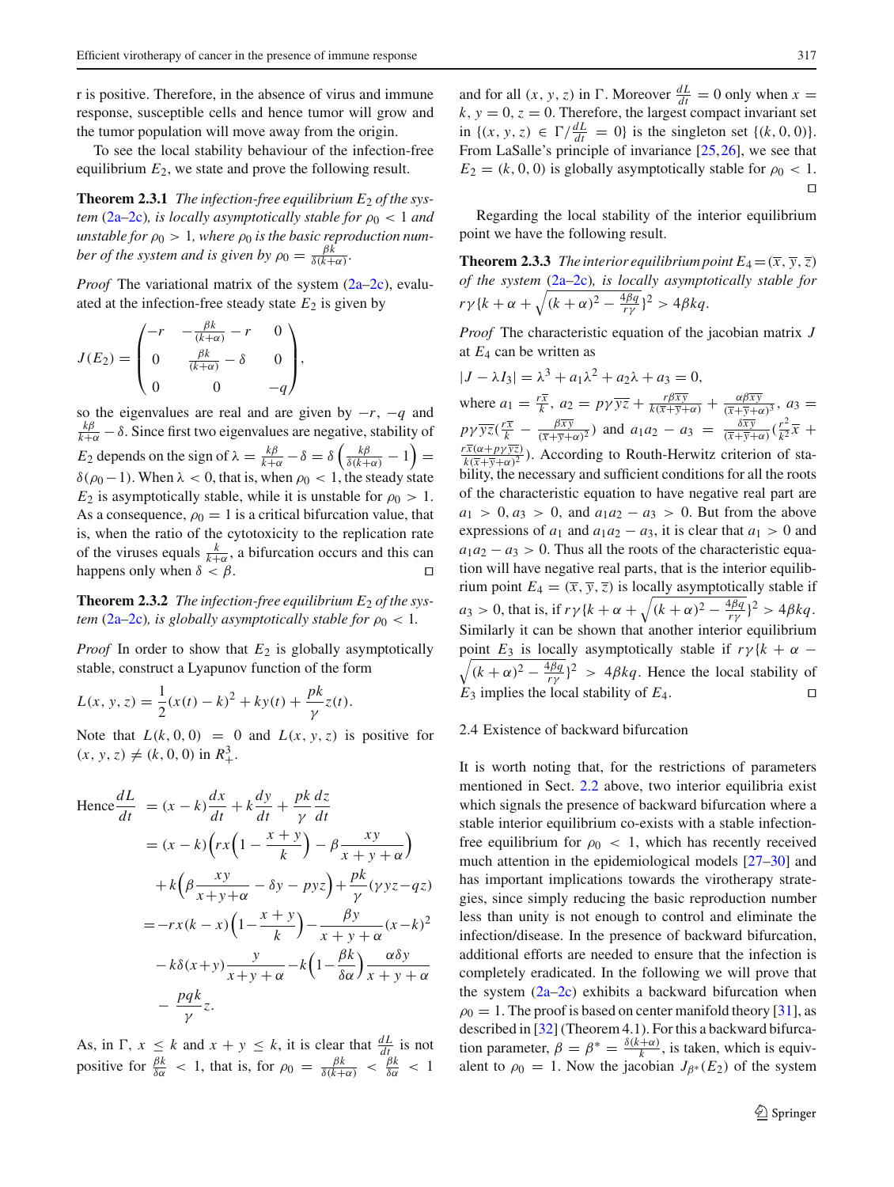r is positive. Therefore, in the absence of virus and immune response, susceptible cells and hence tumor will grow and the tumor population will move away from the origin.

To see the local stability behaviour of the infection-free equilibrium $E_2$, we state and prove the following result.

**Theorem 2.3.1** *The infection-free equilibrium $E_2$ of the system (2a–2c), is locally asymptotically stable for $\rho_0 < 1$ and unstable for $\rho_0 > 1$, where $\rho_0$ is the basic reproduction number of the system and is given by $\rho_0 = \frac{\beta k}{\delta(k+\alpha)}$.*

*Proof* The variational matrix of the system (2a–2c), evaluated at the infection-free steady state $E_2$ is given by

$$J(E_2) = \begin{pmatrix} -r & -\frac{\beta k}{(k+\alpha)} - r & 0 \\ 0 & \frac{\beta k}{(k+\alpha)} - \delta & 0 \\ 0 & 0 & -q \end{pmatrix},$$

so the eigenvalues are real and are given by $-r$, $-q$ and $\frac{k\beta}{k+\alpha} - \delta$. Since first two eigenvalues are negative, stability of $E_2$ depends on the sign of $\lambda = \frac{k\beta}{k+\alpha} - \delta = \delta\left(\frac{k\beta}{\delta(k+\alpha)} - 1\right) = \delta(\rho_0 - 1)$. When $\lambda < 0$, that is, when $\rho_0 < 1$, the steady state $E_2$ is asymptotically stable, while it is unstable for $\rho_0 > 1$. As a consequence, $\rho_0 = 1$ is a critical bifurcation value, that is, when the ratio of the cytotoxicity to the replication rate of the viruses equals $\frac{k}{k+\alpha}$, a bifurcation occurs and this can happens only when $\delta < \beta$. □

**Theorem 2.3.2** *The infection-free equilibrium $E_2$ of the system (2a–2c), is globally asymptotically stable for $\rho_0 < 1$.*

*Proof* In order to show that $E_2$ is globally asymptotically stable, construct a Lyapunov function of the form

$$L(x, y, z) = \frac{1}{2}(x(t) - k)^2 + ky(t) + \frac{pk}{\gamma}z(t).$$

Note that $L(k, 0, 0) = 0$ and $L(x, y, z)$ is positive for $(x, y, z) \neq (k, 0, 0)$ in $R^3_+$.

$$\begin{aligned}
\text{Hence}\frac{dL}{dt} &= (x - k)\frac{dx}{dt} + k\frac{dy}{dt} + \frac{pk}{\gamma}\frac{dz}{dt} \\
&= (x - k)\left(rx\left(1 - \frac{x + y}{k}\right) - \beta\frac{xy}{x + y + \alpha}\right) \\
&\quad + k\left(\beta\frac{xy}{x+y+\alpha} - \delta y - pyz\right) + \frac{pk}{\gamma}(\gamma yz - qz) \\
&= -rx(k - x)\left(1 - \frac{x + y}{k}\right) - \frac{\beta y}{x + y + \alpha}(x - k)^2 \\
&\quad - k\delta(x + y)\frac{y}{x + y + \alpha} - k\left(1 - \frac{\beta k}{\delta\alpha}\right)\frac{\alpha\delta y}{x + y + \alpha} \\
&\quad - \frac{pqk}{\gamma}z.
\end{aligned}$$

As, in $\Gamma$, $x \leq k$ and $x + y \leq k$, it is clear that $\frac{dL}{dt}$ is not positive for $\frac{\beta k}{\delta\alpha} < 1$, that is, for $\rho_0 = \frac{\beta k}{\delta(k+\alpha)} < \frac{\beta k}{\delta\alpha} < 1$ and for all $(x, y, z)$ in $\Gamma$. Moreover $\frac{dL}{dt} = 0$ only when $x = k$, $y = 0$, $z = 0$. Therefore, the largest compact invariant set in $\{(x, y, z) \in \Gamma / \frac{dL}{dt} = 0\}$ is the singleton set $\{(k, 0, 0)\}$. From LaSalle's principle of invariance [25,26], we see that $E_2 = (k, 0, 0)$ is globally asymptotically stable for $\rho_0 < 1$. □

Regarding the local stability of the interior equilibrium point we have the following result.

**Theorem 2.3.3** *The interior equilibrium point $E_4 = (\overline{x}, \overline{y}, \overline{z})$ of the system (2a–2c), is locally asymptotically stable for $r\gamma\{k + \alpha + \sqrt{(k+\alpha)^2 - \frac{4\beta q}{r\gamma}}\}^2 > 4\beta kq$.*

*Proof* The characteristic equation of the jacobian matrix $J$ at $E_4$ can be written as

$$|J - \lambda I_3| = \lambda^3 + a_1\lambda^2 + a_2\lambda + a_3 = 0,$$

where $a_1 = \frac{r\overline{x}}{k}$, $a_2 = p\gamma\overline{y}\overline{z} + \frac{r\beta\overline{x}\overline{y}}{k(\overline{x}+\overline{y}+\alpha)} + \frac{\alpha\beta\overline{x}\overline{y}}{(\overline{x}+\overline{y}+\alpha)^3}$, $a_3 = p\gamma\overline{y}\overline{z}(\frac{r\overline{x}}{k} - \frac{\beta\overline{x}\overline{y}}{(\overline{x}+\overline{y}+\alpha)^2})$ and $a_1a_2 - a_3 = \frac{\delta\overline{x}\overline{y}}{(\overline{x}+\overline{y}+\alpha)}(\frac{r^2}{k^2}\overline{x} + \frac{r\overline{x}(\alpha+p\gamma\overline{y}\overline{z})}{k(\overline{x}+\overline{y}+\alpha)^2})$. According to Routh-Herwitz criterion of stability, the necessary and sufficient conditions for all the roots of the characteristic equation to have negative real part are $a_1 > 0, a_3 > 0$, and $a_1a_2 - a_3 > 0$. But from the above expressions of $a_1$ and $a_1a_2 - a_3$, it is clear that $a_1 > 0$ and $a_1a_2 - a_3 > 0$. Thus all the roots of the characteristic equation will have negative real parts, that is the interior equilibrium point $E_4 = (\overline{x}, \overline{y}, \overline{z})$ is locally asymptotically stable if $a_3 > 0$, that is, if $r\gamma\{k + \alpha + \sqrt{(k+\alpha)^2 - \frac{4\beta q}{r\gamma}}\}^2 > 4\beta kq$. Similarly it can be shown that another interior equilibrium point $E_3$ is locally asymptotically stable if $r\gamma\{k + \alpha - \sqrt{(k+\alpha)^2 - \frac{4\beta q}{r\gamma}}\}^2 > 4\beta kq$. Hence the local stability of $E_3$ implies the local stability of $E_4$. □

### 2.4 Existence of backward bifurcation

It is worth noting that, for the restrictions of parameters mentioned in Sect. 2.2 above, two interior equilibria exist which signals the presence of backward bifurcation where a stable interior equilibrium co-exists with a stable infection-free equilibrium for $\rho_0 < 1$, which has recently received much attention in the epidemiological models [27–30] and has important implications towards the virotherapy strategies, since simply reducing the basic reproduction number less than unity is not enough to control and eliminate the infection/disease. In the presence of backward bifurcation, additional efforts are needed to ensure that the infection is completely eradicated. In the following we will prove that the system (2a–2c) exhibits a backward bifurcation when $\rho_0 = 1$. The proof is based on center manifold theory [31], as described in [32] (Theorem 4.1). For this a backward bifurcation parameter, $\beta = \beta^* = \frac{\delta(k+\alpha)}{k}$, is taken, which is equivalent to $\rho_0 = 1$. Now the jacobian $J_{\beta^*}(E_2)$ of the system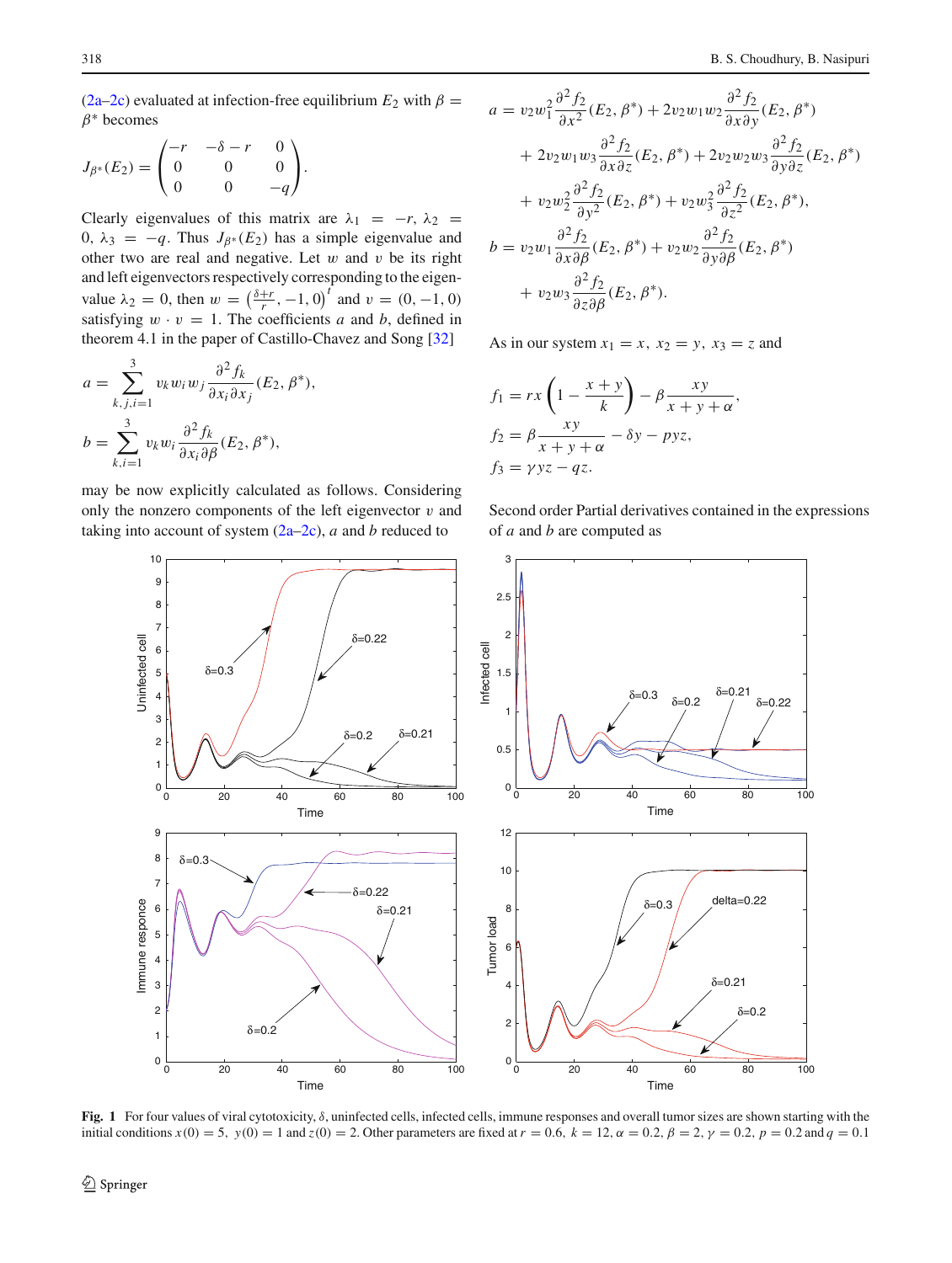(2a–2c) evaluated at infection-free equilibrium $E_2$ with $\beta = \beta^*$ becomes

$$J_{\beta^*}(E_2) = \begin{pmatrix} -r & -\delta - r & 0 \\ 0 & 0 & 0 \\ 0 & 0 & -q \end{pmatrix}.$$

Clearly eigenvalues of this matrix are $\lambda_1 = -r$, $\lambda_2 = 0$, $\lambda_3 = -q$. Thus $J_{\beta^*}(E_2)$ has a simple eigenvalue and other two are real and negative. Let $w$ and $v$ be its right and left eigenvectors respectively corresponding to the eigenvalue $\lambda_2 = 0$, then $w = \left(\frac{\delta+r}{r}, -1, 0\right)^t$ and $v = (0, -1, 0)$ satisfying $w \cdot v = 1$. The coefficients $a$ and $b$, defined in theorem 4.1 in the paper of Castillo-Chavez and Song [32]

$$a = \sum_{k,j,i=1}^{3} v_k w_i w_j \frac{\partial^2 f_k}{\partial x_i \partial x_j}(E_2, \beta^*),$$

$$b = \sum_{k,i=1}^{3} v_k w_i \frac{\partial^2 f_k}{\partial x_i \partial \beta}(E_2, \beta^*),$$

may be now explicitly calculated as follows. Considering only the nonzero components of the left eigenvector $v$ and taking into account of system (2a–2c), $a$ and $b$ reduced to

$$\begin{aligned}
a &= v_2 w_1^2 \frac{\partial^2 f_2}{\partial x^2}(E_2, \beta^*) + 2 v_2 w_1 w_2 \frac{\partial^2 f_2}{\partial x \partial y}(E_2, \beta^*) \\
&\quad + 2 v_2 w_1 w_3 \frac{\partial^2 f_2}{\partial x \partial z}(E_2, \beta^*) + 2 v_2 w_2 w_3 \frac{\partial^2 f_2}{\partial y \partial z}(E_2, \beta^*) \\
&\quad + v_2 w_2^2 \frac{\partial^2 f_2}{\partial y^2}(E_2, \beta^*) + v_2 w_3^2 \frac{\partial^2 f_2}{\partial z^2}(E_2, \beta^*), \\
b &= v_2 w_1 \frac{\partial^2 f_2}{\partial x \partial \beta}(E_2, \beta^*) + v_2 w_2 \frac{\partial^2 f_2}{\partial y \partial \beta}(E_2, \beta^*) \\
&\quad + v_2 w_3 \frac{\partial^2 f_2}{\partial z \partial \beta}(E_2, \beta^*).
\end{aligned}$$

As in our system $x_1 = x$, $x_2 = y$, $x_3 = z$ and

$$\begin{aligned}
f_1 &= rx\left(1 - \frac{x+y}{k}\right) - \beta \frac{xy}{x+y+\alpha}, \\
f_2 &= \beta \frac{xy}{x+y+\alpha} - \delta y - pyz, \\
f_3 &= \gamma yz - qz.
\end{aligned}$$

Second order Partial derivatives contained in the expressions of $a$ and $b$ are computed as

**Fig. 1** For four values of viral cytotoxicity, $\delta$, uninfected cells, infected cells, immune responses and overall tumor sizes are shown starting with the initial conditions $x(0) = 5$, $y(0) = 1$ and $z(0) = 2$. Other parameters are fixed at $r = 0.6$, $k = 12$, $\alpha = 0.2$, $\beta = 2$, $\gamma = 0.2$, $p = 0.2$ and $q = 0.1$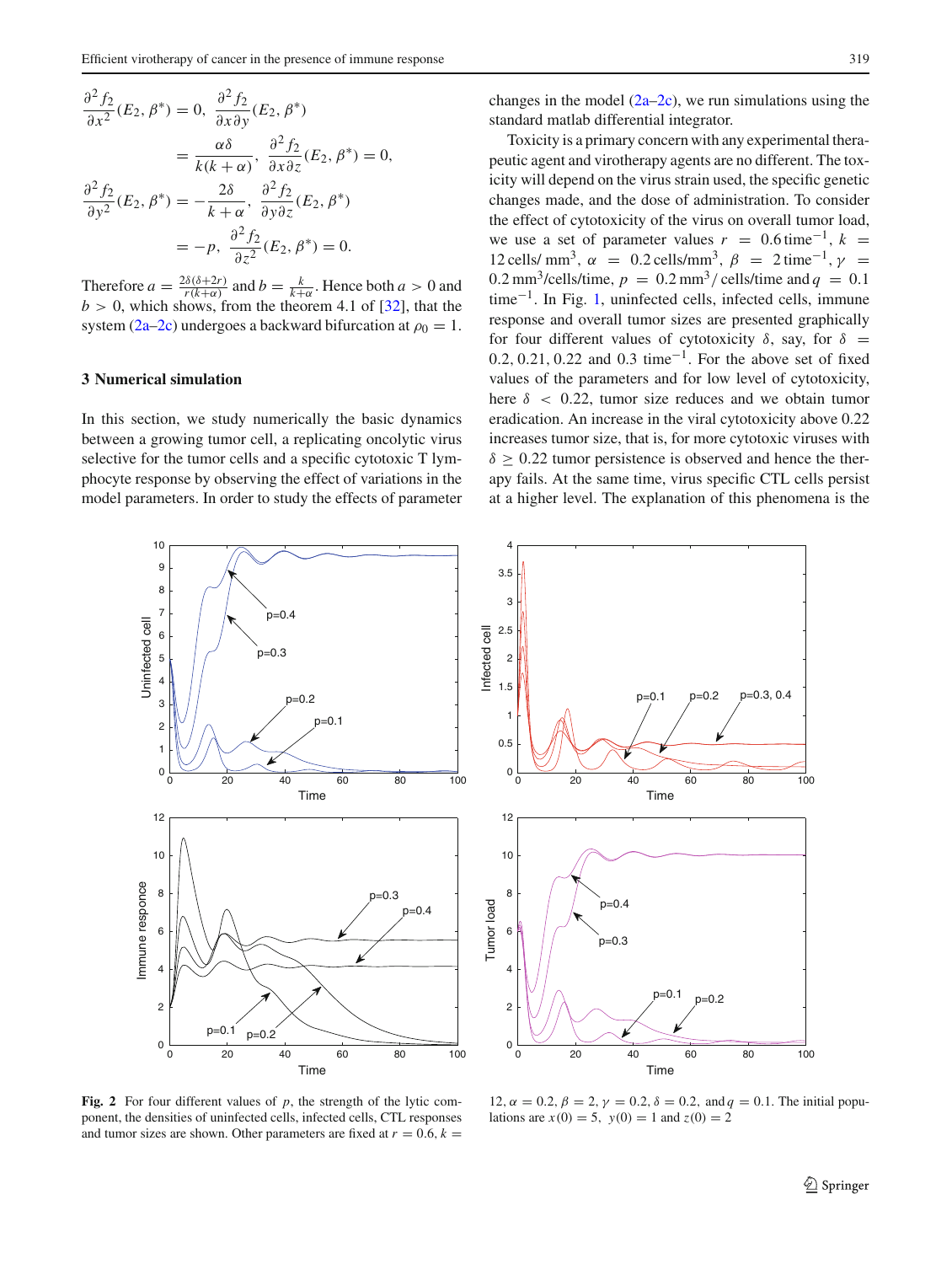$$\frac{\partial^2 f_2}{\partial x^2}(E_2, \beta^*) = 0, \; \frac{\partial^2 f_2}{\partial x \partial y}(E_2, \beta^*)$$

$$= \frac{\alpha\delta}{k(k+\alpha)}, \; \frac{\partial^2 f_2}{\partial x \partial z}(E_2, \beta^*) = 0,$$

$$\frac{\partial^2 f_2}{\partial y^2}(E_2, \beta^*) = -\frac{2\delta}{k+\alpha}, \; \frac{\partial^2 f_2}{\partial y \partial z}(E_2, \beta^*)$$

$$= -p, \; \frac{\partial^2 f_2}{\partial z^2}(E_2, \beta^*) = 0.$$

Therefore $a = \frac{2\delta(\delta+2r)}{r(k+\alpha)}$ and $b = \frac{k}{k+\alpha}$. Hence both $a > 0$ and $b > 0$, which shows, from the theorem 4.1 of [32], that the system (2a–2c) undergoes a backward bifurcation at $\rho_0 = 1$.

## 3 Numerical simulation

In this section, we study numerically the basic dynamics between a growing tumor cell, a replicating oncolytic virus selective for the tumor cells and a specific cytotoxic T lymphocyte response by observing the effect of variations in the model parameters. In order to study the effects of parameter changes in the model (2a–2c), we run simulations using the standard matlab differential integrator.

Toxicity is a primary concern with any experimental therapeutic agent and virotherapy agents are no different. The toxicity will depend on the virus strain used, the specific genetic changes made, and the dose of administration. To consider the effect of cytotoxicity of the virus on overall tumor load, we use a set of parameter values $r = 0.6\,\text{time}^{-1}$, $k = 12\,\text{cells/mm}^3$, $\alpha = 0.2\,\text{cells/mm}^3$, $\beta = 2\,\text{time}^{-1}$, $\gamma = 0.2\,\text{mm}^3\text{/cells/time}$, $p = 0.2\,\text{mm}^3\text{/cells/time}$ and $q = 0.1\,\text{time}^{-1}$. In Fig. 1, uninfected cells, infected cells, immune response and overall tumor sizes are presented graphically for four different values of cytotoxicity $\delta$, say, for $\delta = 0.2, 0.21, 0.22$ and $0.3\,\text{time}^{-1}$. For the above set of fixed values of the parameters and for low level of cytotoxicity, here $\delta < 0.22$, tumor size reduces and we obtain tumor eradication. An increase in the viral cytotoxicity above 0.22 increases tumor size, that is, for more cytotoxic viruses with $\delta \geq 0.22$ tumor persistence is observed and hence the therapy fails. At the same time, virus specific CTL cells persist at a higher level. The explanation of this phenomena is the

**Fig. 2** For four different values of $p$, the strength of the lytic component, the densities of uninfected cells, infected cells, CTL responses and tumor sizes are shown. Other parameters are fixed at $r = 0.6$, $k = 12$, $\alpha = 0.2$, $\beta = 2$, $\gamma = 0.2$, $\delta = 0.2$, and $q = 0.1$. The initial populations are $x(0) = 5$, $y(0) = 1$ and $z(0) = 2$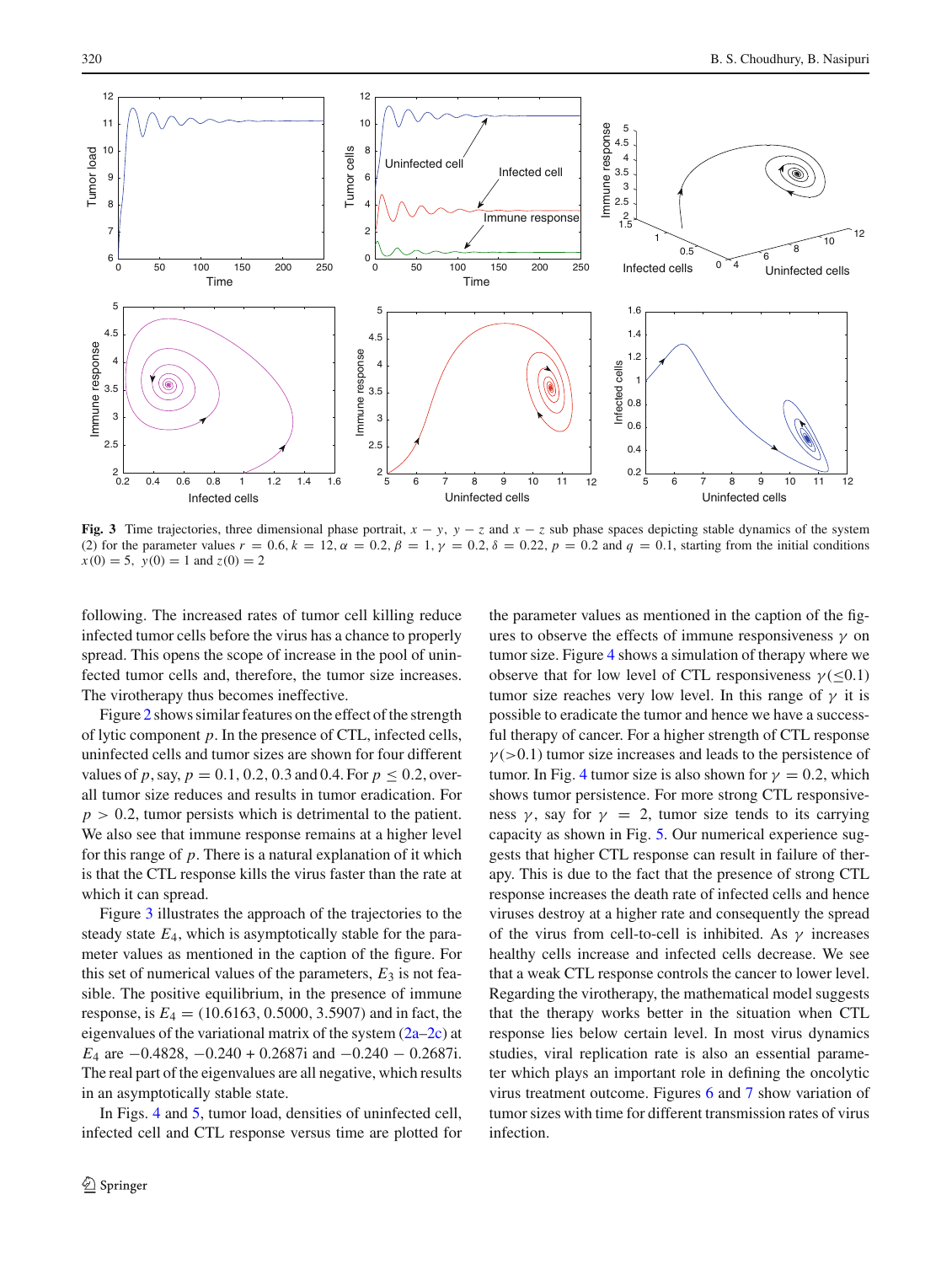**Fig. 3** Time trajectories, three dimensional phase portrait, $x - y$, $y - z$ and $x - z$ sub phase spaces depicting stable dynamics of the system (2) for the parameter values $r = 0.6, k = 12, \alpha = 0.2, \beta = 1, \gamma = 0.2, \delta = 0.22, p = 0.2$ and $q = 0.1$, starting from the initial conditions $x(0) = 5$, $y(0) = 1$ and $z(0) = 2$

following. The increased rates of tumor cell killing reduce infected tumor cells before the virus has a chance to properly spread. This opens the scope of increase in the pool of uninfected tumor cells and, therefore, the tumor size increases. The virotherapy thus becomes ineffective.

Figure 2 shows similar features on the effect of the strength of lytic component $p$. In the presence of CTL, infected cells, uninfected cells and tumor sizes are shown for four different values of $p$, say, $p = 0.1, 0.2, 0.3$ and $0.4$. For $p \leq 0.2$, overall tumor size reduces and results in tumor eradication. For $p > 0.2$, tumor persists which is detrimental to the patient. We also see that immune response remains at a higher level for this range of $p$. There is a natural explanation of it which is that the CTL response kills the virus faster than the rate at which it can spread.

Figure 3 illustrates the approach of the trajectories to the steady state $E_4$, which is asymptotically stable for the parameter values as mentioned in the caption of the figure. For this set of numerical values of the parameters, $E_3$ is not feasible. The positive equilibrium, in the presence of immune response, is $E_4 = (10.6163, 0.5000, 3.5907)$ and in fact, the eigenvalues of the variational matrix of the system (2a–2c) at $E_4$ are $-0.4828$, $-0.240 + 0.2687i$ and $-0.240 - 0.2687i$. The real part of the eigenvalues are all negative, which results in an asymptotically stable state.

In Figs. 4 and 5, tumor load, densities of uninfected cell, infected cell and CTL response versus time are plotted for the parameter values as mentioned in the caption of the figures to observe the effects of immune responsiveness $\gamma$ on tumor size. Figure 4 shows a simulation of therapy where we observe that for low level of CTL responsiveness $\gamma(\leq 0.1)$ tumor size reaches very low level. In this range of $\gamma$ it is possible to eradicate the tumor and hence we have a successful therapy of cancer. For a higher strength of CTL response $\gamma(>0.1)$ tumor size increases and leads to the persistence of tumor. In Fig. 4 tumor size is also shown for $\gamma = 0.2$, which shows tumor persistence. For more strong CTL responsiveness $\gamma$, say for $\gamma = 2$, tumor size tends to its carrying capacity as shown in Fig. 5. Our numerical experience suggests that higher CTL response can result in failure of therapy. This is due to the fact that the presence of strong CTL response increases the death rate of infected cells and hence viruses destroy at a higher rate and consequently the spread of the virus from cell-to-cell is inhibited. As $\gamma$ increases healthy cells increase and infected cells decrease. We see that a weak CTL response controls the cancer to lower level. Regarding the virotherapy, the mathematical model suggests that the therapy works better in the situation when CTL response lies below certain level. In most virus dynamics studies, viral replication rate is also an essential parameter which plays an important role in defining the oncolytic virus treatment outcome. Figures 6 and 7 show variation of tumor sizes with time for different transmission rates of virus infection.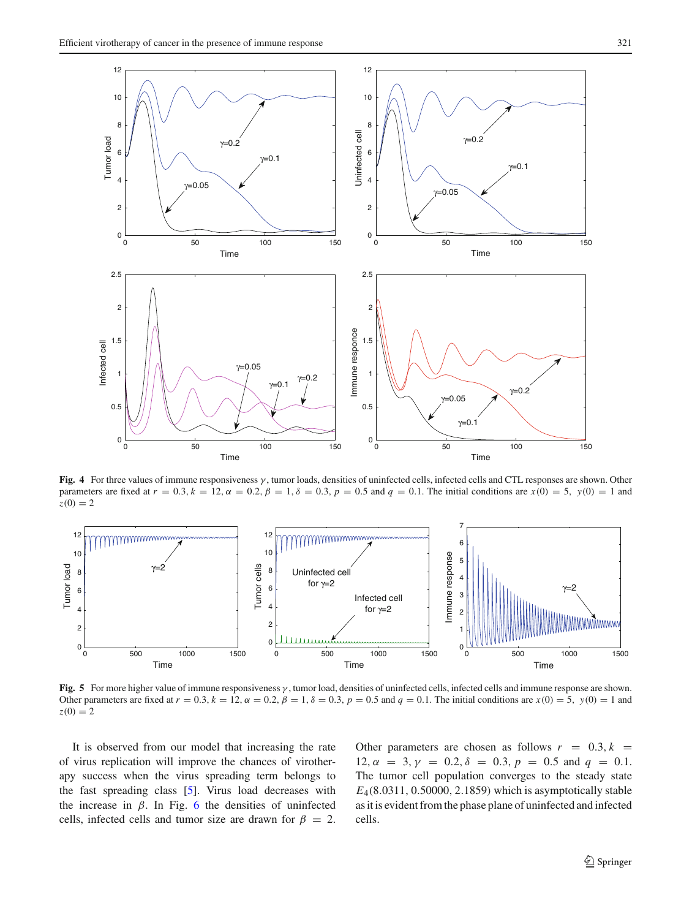**Fig. 4** For three values of immune responsiveness $\gamma$, tumor loads, densities of uninfected cells, infected cells and CTL responses are shown. Other parameters are fixed at $r = 0.3, k = 12, \alpha = 0.2, \beta = 1, \delta = 0.3, p = 0.5$ and $q = 0.1$. The initial conditions are $x(0) = 5,\ y(0) = 1$ and $z(0) = 2$

**Fig. 5** For more higher value of immune responsiveness $\gamma$, tumor load, densities of uninfected cells, infected cells and immune response are shown. Other parameters are fixed at $r = 0.3, k = 12, \alpha = 0.2, \beta = 1, \delta = 0.3, p = 0.5$ and $q = 0.1$. The initial conditions are $x(0) = 5,\ y(0) = 1$ and $z(0) = 2$

It is observed from our model that increasing the rate of virus replication will improve the chances of virotherapy success when the virus spreading term belongs to the fast spreading class [5]. Virus load decreases with the increase in $\beta$. In Fig. 6 the densities of uninfected cells, infected cells and tumor size are drawn for $\beta = 2$. Other parameters are chosen as follows $r = 0.3, k = 12, \alpha = 3, \gamma = 0.2, \delta = 0.3, p = 0.5$ and $q = 0.1$. The tumor cell population converges to the steady state $E_4(8.0311, 0.50000, 2.1859)$ which is asymptotically stable as it is evident from the phase plane of uninfected and infected cells.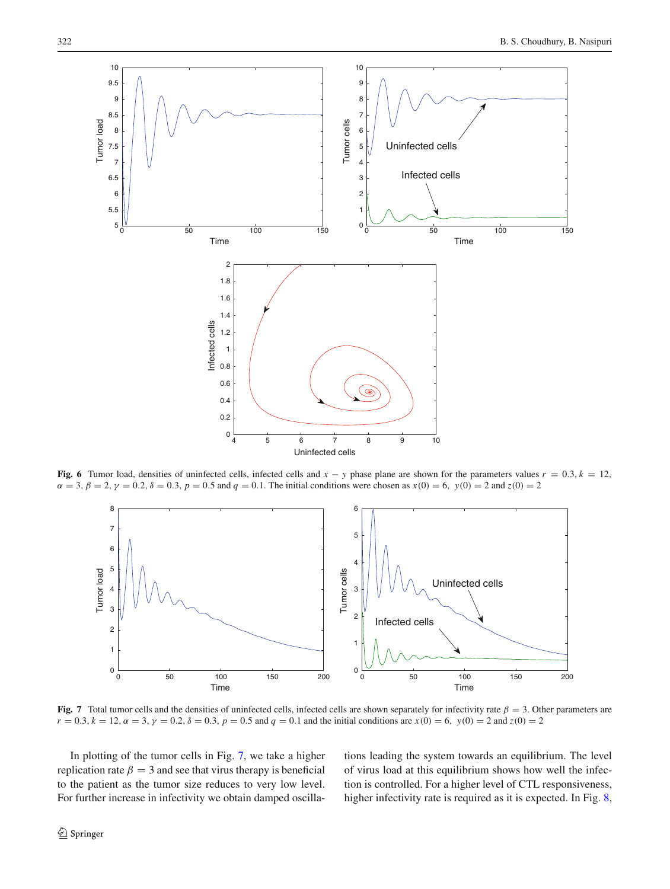**Fig. 6** Tumor load, densities of uninfected cells, infected cells and $x - y$ phase plane are shown for the parameters values $r = 0.3, k = 12, \alpha = 3, \beta = 2, \gamma = 0.2, \delta = 0.3, p = 0.5$ and $q = 0.1$. The initial conditions were chosen as $x(0) = 6,\ y(0) = 2$ and $z(0) = 2$

**Fig. 7** Total tumor cells and the densities of uninfected cells, infected cells are shown separately for infectivity rate $\beta = 3$. Other parameters are $r = 0.3, k = 12, \alpha = 3, \gamma = 0.2, \delta = 0.3, p = 0.5$ and $q = 0.1$ and the initial conditions are $x(0) = 6,\ y(0) = 2$ and $z(0) = 2$

In plotting of the tumor cells in Fig. 7, we take a higher replication rate $\beta = 3$ and see that virus therapy is beneficial to the patient as the tumor size reduces to very low level. For further increase in infectivity we obtain damped oscillations leading the system towards an equilibrium. The level of virus load at this equilibrium shows how well the infection is controlled. For a higher level of CTL responsiveness, higher infectivity rate is required as it is expected. In Fig. 8,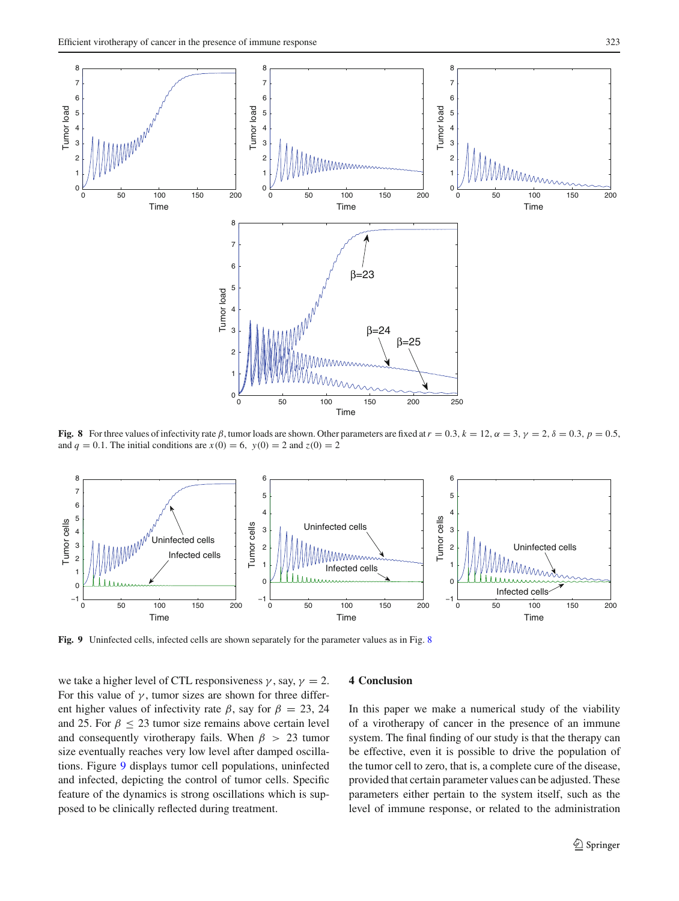**Fig. 8** For three values of infectivity rate $\beta$, tumor loads are shown. Other parameters are fixed at $r = 0.3$, $k = 12$, $\alpha = 3$, $\gamma = 2$, $\delta = 0.3$, $p = 0.5$, and $q = 0.1$. The initial conditions are $x(0) = 6$, $y(0) = 2$ and $z(0) = 2$

**Fig. 9** Uninfected cells, infected cells are shown separately for the parameter values as in Fig. 8

we take a higher level of CTL responsiveness $\gamma$, say, $\gamma = 2$. For this value of $\gamma$, tumor sizes are shown for three different higher values of infectivity rate $\beta$, say for $\beta = 23$, 24 and 25. For $\beta \leq 23$ tumor size remains above certain level and consequently virotherapy fails. When $\beta > 23$ tumor size eventually reaches very low level after damped oscillations. Figure 9 displays tumor cell populations, uninfected and infected, depicting the control of tumor cells. Specific feature of the dynamics is strong oscillations which is supposed to be clinically reflected during treatment.

## 4 Conclusion

In this paper we make a numerical study of the viability of a virotherapy of cancer in the presence of an immune system. The final finding of our study is that the therapy can be effective, even it is possible to drive the population of the tumor cell to zero, that is, a complete cure of the disease, provided that certain parameter values can be adjusted. These parameters either pertain to the system itself, such as the level of immune response, or related to the administration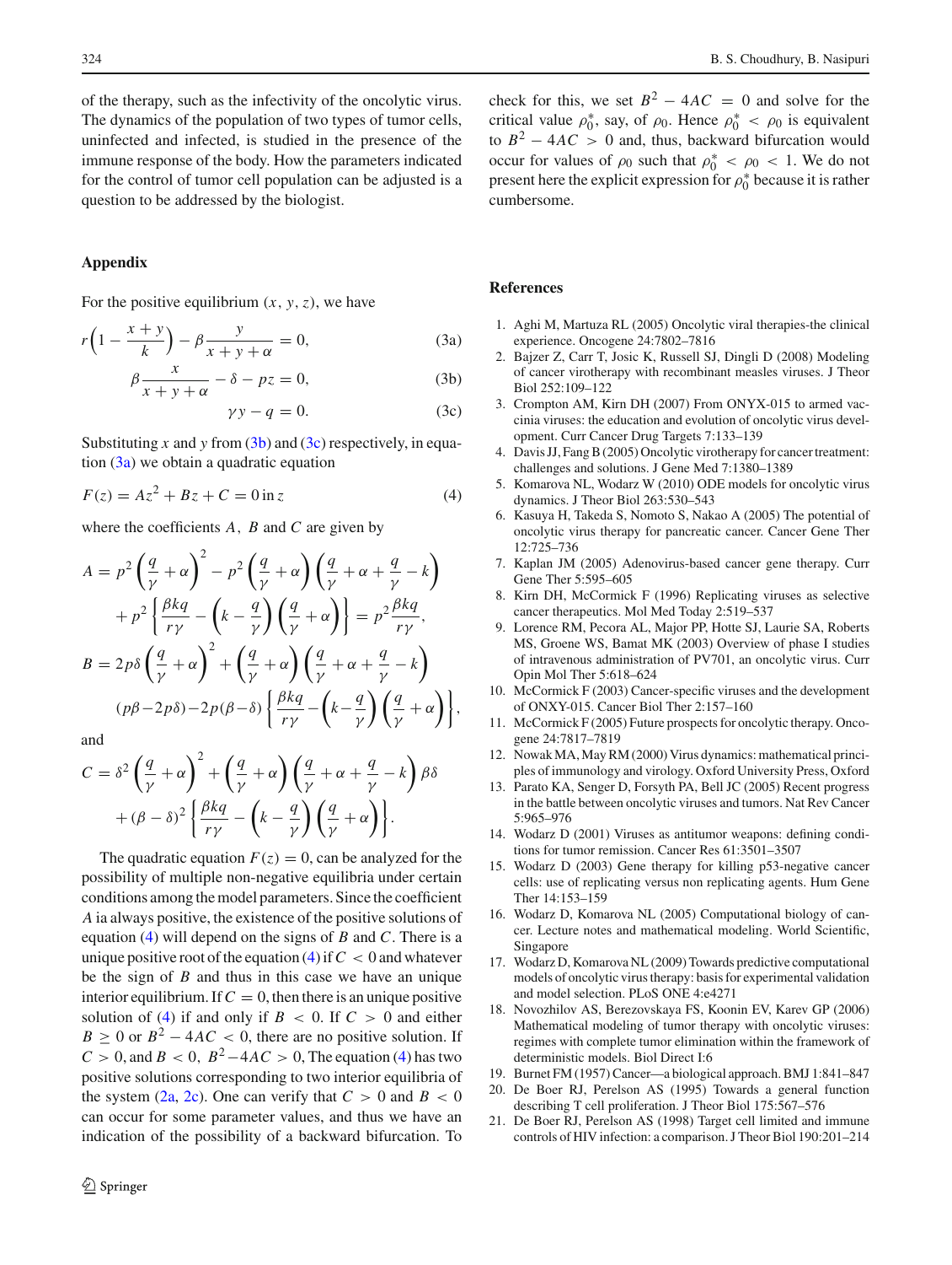of the therapy, such as the infectivity of the oncolytic virus. The dynamics of the population of two types of tumor cells, uninfected and infected, is studied in the presence of the immune response of the body. How the parameters indicated for the control of tumor cell population can be adjusted is a question to be addressed by the biologist.

## Appendix

For the positive equilibrium $(x, y, z)$, we have

$$r\left(1-\frac{x+y}{k}\right)-\beta\frac{y}{x+y+\alpha}=0, \tag{3a}$$

$$\beta\frac{x}{x+y+\alpha}-\delta-pz=0, \tag{3b}$$

$$\gamma y-q=0. \tag{3c}$$

Substituting $x$ and $y$ from (3b) and (3c) respectively, in equation (3a) we obtain a quadratic equation

$$F(z)=Az^2+Bz+C=0 \text{ in } z \tag{4}$$

where the coefficients $A$, $B$ and $C$ are given by

$$A=p^2\left(\frac{q}{\gamma}+\alpha\right)^2-p^2\left(\frac{q}{\gamma}+\alpha\right)\left(\frac{q}{\gamma}+\alpha+\frac{q}{\gamma}-k\right)+p^2\left\{\frac{\beta kq}{r\gamma}-\left(k-\frac{q}{\gamma}\right)\left(\frac{q}{\gamma}+\alpha\right)\right\}=p^2\frac{\beta kq}{r\gamma},$$

$$B=2p\delta\left(\frac{q}{\gamma}+\alpha\right)^2+\left(\frac{q}{\gamma}+\alpha\right)\left(\frac{q}{\gamma}+\alpha+\frac{q}{\gamma}-k\right)(p\beta-2p\delta)-2p(\beta-\delta)\left\{\frac{\beta kq}{r\gamma}-\left(k-\frac{q}{\gamma}\right)\left(\frac{q}{\gamma}+\alpha\right)\right\},$$

and

$$C=\delta^2\left(\frac{q}{\gamma}+\alpha\right)^2+\left(\frac{q}{\gamma}+\alpha\right)\left(\frac{q}{\gamma}+\alpha+\frac{q}{\gamma}-k\right)\beta\delta+(\beta-\delta)^2\left\{\frac{\beta kq}{r\gamma}-\left(k-\frac{q}{\gamma}\right)\left(\frac{q}{\gamma}+\alpha\right)\right\}.$$

The quadratic equation $F(z)=0$, can be analyzed for the possibility of multiple non-negative equilibria under certain conditions among the model parameters. Since the coefficient $A$ ia always positive, the existence of the positive solutions of equation (4) will depend on the signs of $B$ and $C$. There is a unique positive root of the equation (4) if $C<0$ and whatever be the sign of $B$ and thus in this case we have an unique interior equilibrium. If $C=0$, then there is an unique positive solution of (4) if and only if $B<0$. If $C>0$ and either $B\geq 0$ or $B^2-4AC<0$, there are no positive solution. If $C>0$, and $B<0$, $B^2-4AC>0$, The equation (4) has two positive solutions corresponding to two interior equilibria of the system (2a, 2c). One can verify that $C>0$ and $B<0$ can occur for some parameter values, and thus we have an indication of the possibility of a backward bifurcation. To check for this, we set $B^2-4AC=0$ and solve for the critical value $\rho_0^*$, say, of $\rho_0$. Hence $\rho_0^*<\rho_0$ is equivalent to $B^2-4AC>0$ and, thus, backward bifurcation would occur for values of $\rho_0$ such that $\rho_0^*<\rho_0<1$. We do not present here the explicit expression for $\rho_0^*$ because it is rather cumbersome.

## References

1. Aghi M, Martuza RL (2005) Oncolytic viral therapies-the clinical experience. Oncogene 24:7802–7816
2. Bajzer Z, Carr T, Josic K, Russell SJ, Dingli D (2008) Modeling of cancer virotherapy with recombinant measles viruses. J Theor Biol 252:109–122
3. Crompton AM, Kirn DH (2007) From ONYX-015 to armed vaccinia viruses: the education and evolution of oncolytic virus development. Curr Cancer Drug Targets 7:133–139
4. Davis JJ, Fang B (2005) Oncolytic virotherapy for cancer treatment: challenges and solutions. J Gene Med 7:1380–1389
5. Komarova NL, Wodarz W (2010) ODE models for oncolytic virus dynamics. J Theor Biol 263:530–543
6. Kasuya H, Takeda S, Nomoto S, Nakao A (2005) The potential of oncolytic virus therapy for pancreatic cancer. Cancer Gene Ther 12:725–736
7. Kaplan JM (2005) Adenovirus-based cancer gene therapy. Curr Gene Ther 5:595–605
8. Kirn DH, McCormick F (1996) Replicating viruses as selective cancer therapeutics. Mol Med Today 2:519–537
9. Lorence RM, Pecora AL, Major PP, Hotte SJ, Laurie SA, Roberts MS, Groene WS, Bamat MK (2003) Overview of phase I studies of intravenous administration of PV701, an oncolytic virus. Curr Opin Mol Ther 5:618–624
10. McCormick F (2003) Cancer-specific viruses and the development of ONYX-015. Cancer Biol Ther 2:157–160
11. McCormick F (2005) Future prospects for oncolytic therapy. Oncogene 24:7817–7819
12. Nowak MA, May RM (2000) Virus dynamics: mathematical principles of immunology and virology. Oxford University Press, Oxford
13. Parato KA, Senger D, Forsyth PA, Bell JC (2005) Recent progress in the battle between oncolytic viruses and tumors. Nat Rev Cancer 5:965–976
14. Wodarz D (2001) Viruses as antitumor weapons: defining conditions for tumor remission. Cancer Res 61:3501–3507
15. Wodarz D (2003) Gene therapy for killing p53-negative cancer cells: use of replicating versus non replicating agents. Hum Gene Ther 14:153–159
16. Wodarz D, Komarova NL (2005) Computational biology of cancer. Lecture notes and mathematical modeling. World Scientific, Singapore
17. Wodarz D, Komarova NL (2009) Towards predictive computational models of oncolytic virus therapy: basis for experimental validation and model selection. PLoS ONE 4:e4271
18. Novozhilov AS, Berezovskaya FS, Koonin EV, Karev GP (2006) Mathematical modeling of tumor therapy with oncolytic viruses: regimes with complete tumor elimination within the framework of deterministic models. Biol Direct I:6
19. Burnet FM (1957) Cancer—a biological approach. BMJ 1:841–847
20. De Boer RJ, Perelson AS (1995) Towards a general function describing T cell proliferation. J Theor Biol 175:567–576
21. De Boer RJ, Perelson AS (1998) Target cell limited and immune controls of HIV infection: a comparison. J Theor Biol 190:201–214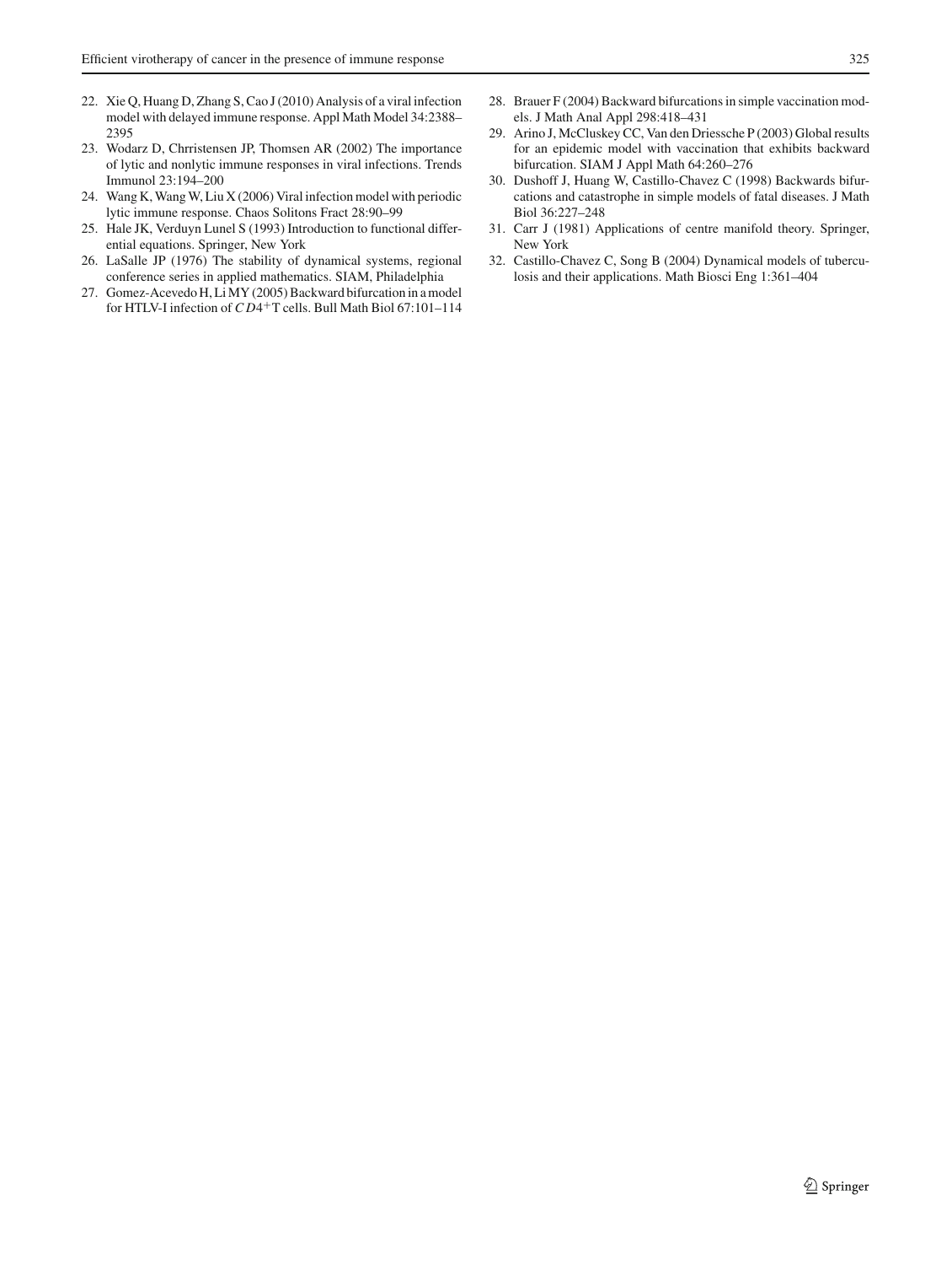22. Xie Q, Huang D, Zhang S, Cao J (2010) Analysis of a viral infection model with delayed immune response. Appl Math Model 34:2388–2395
23. Wodarz D, Chrristensen JP, Thomsen AR (2002) The importance of lytic and nonlytic immune responses in viral infections. Trends Immunol 23:194–200
24. Wang K, Wang W, Liu X (2006) Viral infection model with periodic lytic immune response. Chaos Solitons Fract 28:90–99
25. Hale JK, Verduyn Lunel S (1993) Introduction to functional differential equations. Springer, New York
26. LaSalle JP (1976) The stability of dynamical systems, regional conference series in applied mathematics. SIAM, Philadelphia
27. Gomez-Acevedo H, Li MY (2005) Backward bifurcation in a model for HTLV-I infection of $CD4^{+}$T cells. Bull Math Biol 67:101–114
28. Brauer F (2004) Backward bifurcations in simple vaccination models. J Math Anal Appl 298:418–431
29. Arino J, McCluskey CC, Van den Driessche P (2003) Global results for an epidemic model with vaccination that exhibits backward bifurcation. SIAM J Appl Math 64:260–276
30. Dushoff J, Huang W, Castillo-Chavez C (1998) Backwards bifurcations and catastrophe in simple models of fatal diseases. J Math Biol 36:227–248
31. Carr J (1981) Applications of centre manifold theory. Springer, New York
32. Castillo-Chavez C, Song B (2004) Dynamical models of tuberculosis and their applications. Math Biosci Eng 1:361–404